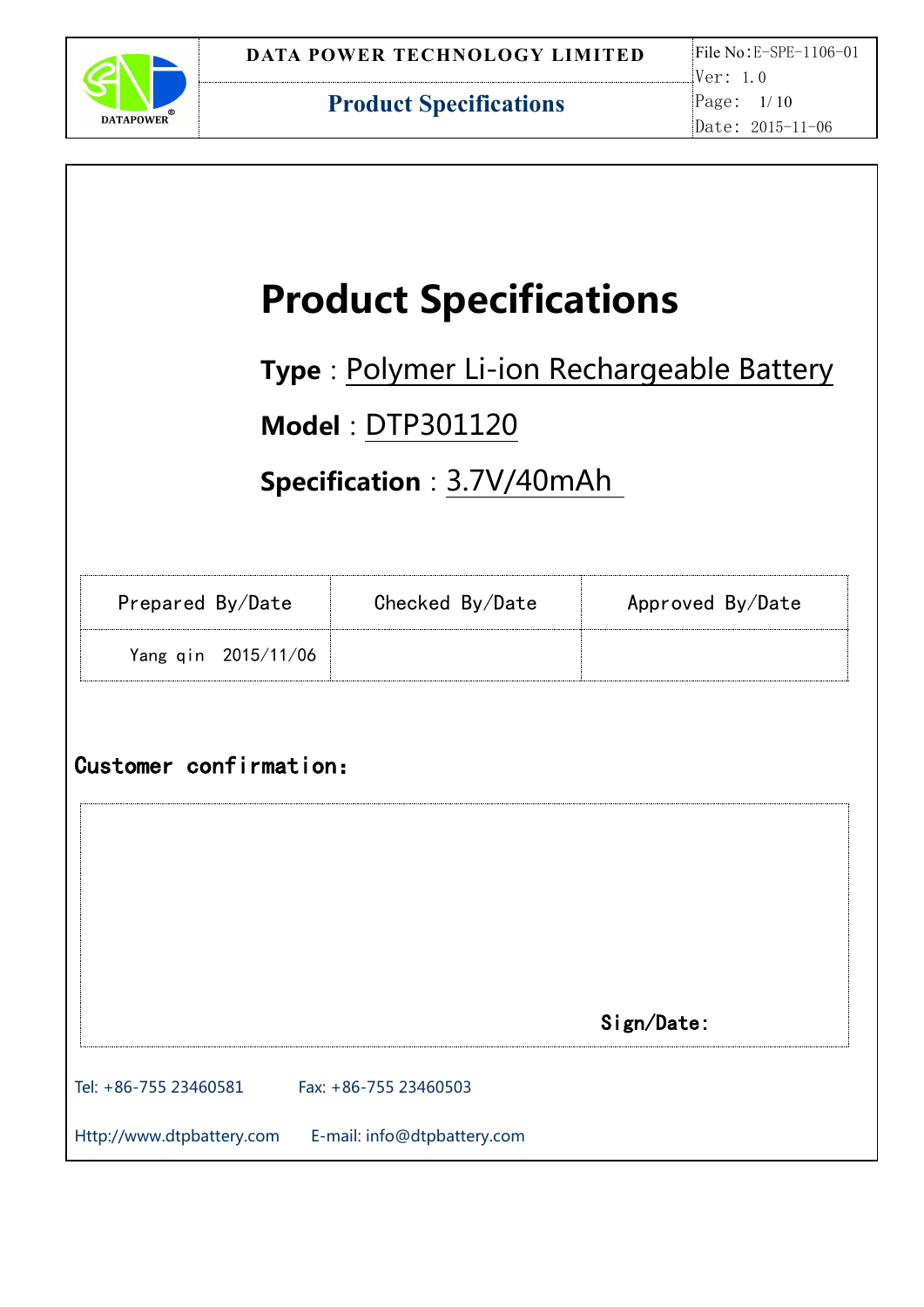# Product Specifications

**Type** : Polymer Li-ion Rechargeable Battery

**Model** : DTP301120

**Specification** : 3.7V/40mAh

| Prepared By/Date | Checked By/Date | Approved By/Date |
|---|---|---|
| Yang qin 2015/11/06 | | |

**Customer confirmation:**

| |
|---|
| Sign/Date: |

Tel: +86-755 23460581 Fax: +86-755 23460503

Http://www.dtpbattery.com E-mail: info@dtpbattery.com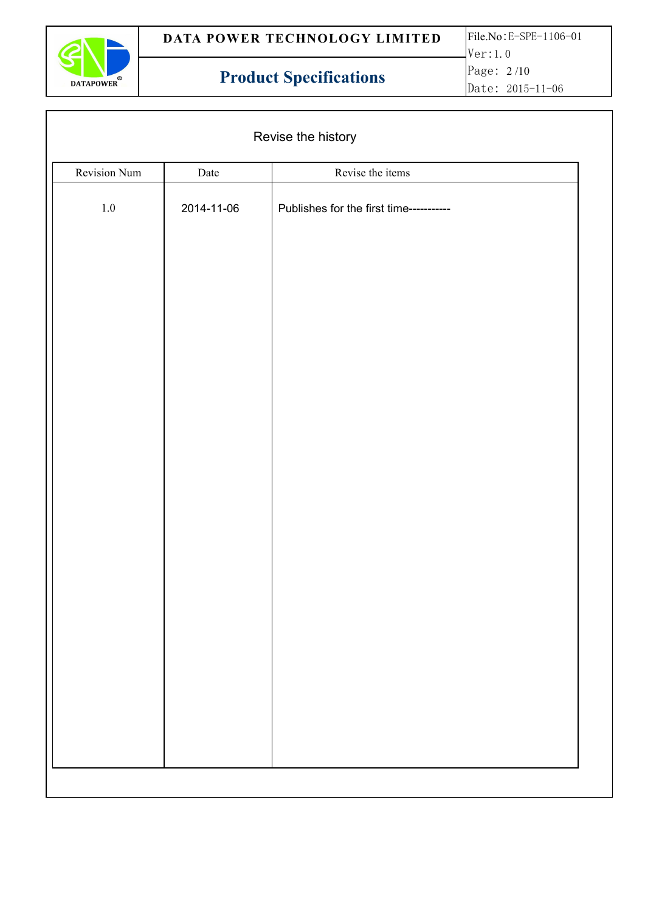## Revise the history

| Revision Num | Date | Revise the items |
|---|---|---|
| 1.0 | 2014-11-06 | Publishes for the first time----------- |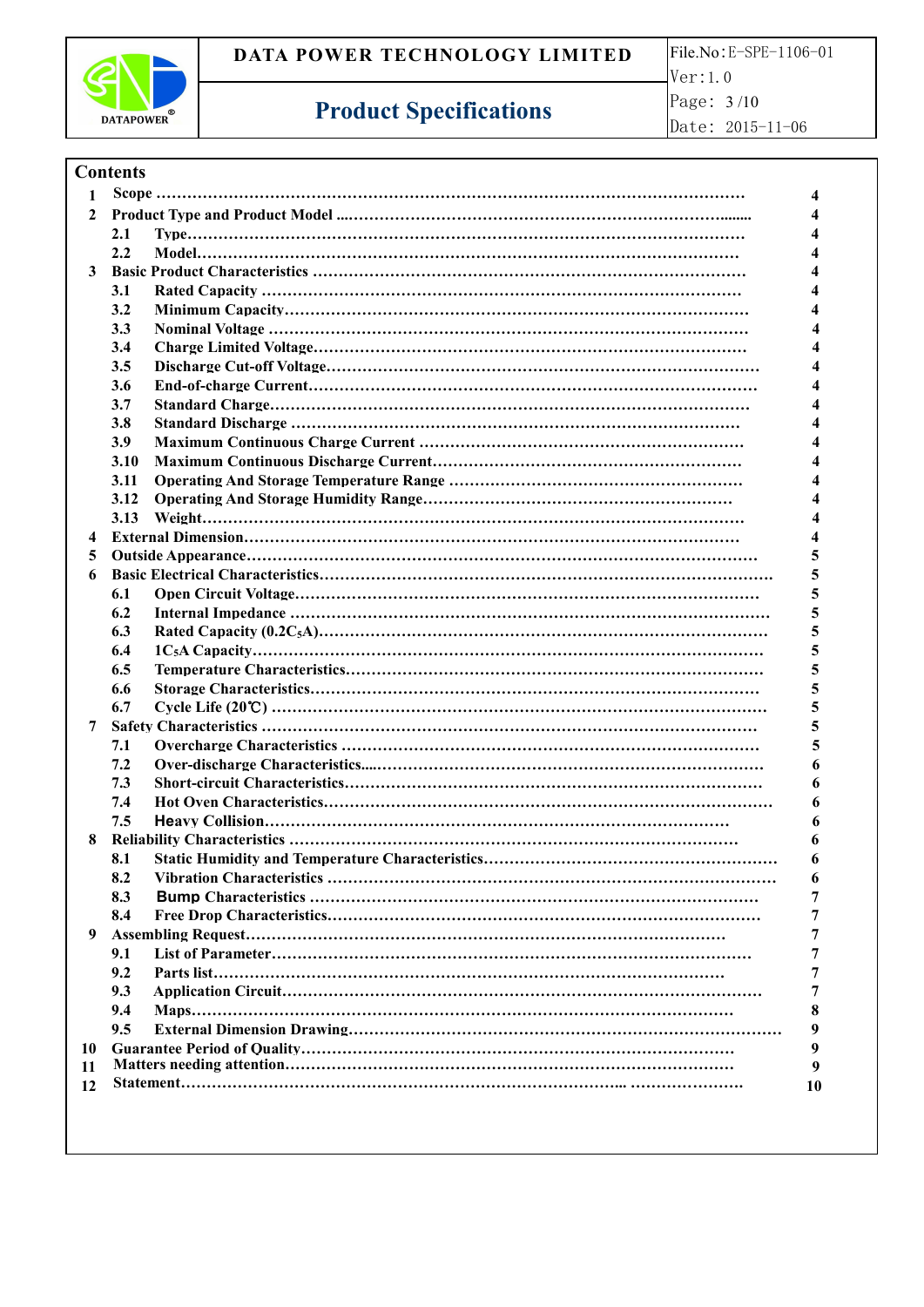## Contents

| | | |
|---|---|---|
| 1 | Scope | 4 |
| 2 | Product Type and Product Model | 4 |
| 2.1 | Type | 4 |
| 2.2 | Model | 4 |
| 3 | Basic Product Characteristics | 4 |
| 3.1 | Rated Capacity | 4 |
| 3.2 | Minimum Capacity | 4 |
| 3.3 | Nominal Voltage | 4 |
| 3.4 | Charge Limited Voltage | 4 |
| 3.5 | Discharge Cut-off Voltage | 4 |
| 3.6 | End-of-charge Current | 4 |
| 3.7 | Standard Charge | 4 |
| 3.8 | Standard Discharge | 4 |
| 3.9 | Maximum Continuous Charge Current | 4 |
| 3.10 | Maximum Continuous Discharge Current | 4 |
| 3.11 | Operating And Storage Temperature Range | 4 |
| 3.12 | Operating And Storage Humidity Range | 4 |
| 3.13 | Weight | 4 |
| 4 | External Dimension | 4 |
| 5 | Outside Appearance | 5 |
| 6 | Basic Electrical Characteristics | 5 |
| 6.1 | Open Circuit Voltage | 5 |
| 6.2 | Internal Impedance | 5 |
| 6.3 | Rated Capacity ($0.2C_5A$) | 5 |
| 6.4 | $1C_5A$ Capacity | 5 |
| 6.5 | Temperature Characteristics | 5 |
| 6.6 | Storage Characteristics | 5 |
| 6.7 | Cycle Life (20℃) | 5 |
| 7 | Safety Characteristics | 5 |
| 7.1 | Overcharge Characteristics | 5 |
| 7.2 | Over-discharge Characteristics | 6 |
| 7.3 | Short-circuit Characteristics | 6 |
| 7.4 | Hot Oven Characteristics | 6 |
| 7.5 | Heavy Collision | 6 |
| 8 | Reliability Characteristics | 6 |
| 8.1 | Static Humidity and Temperature Characteristics | 6 |
| 8.2 | Vibration Characteristics | 6 |
| 8.3 | Bump Characteristics | 7 |
| 8.4 | Free Drop Characteristics | 7 |
| 9 | Assembling Request | 7 |
| 9.1 | List of Parameter | 7 |
| 9.2 | Parts list | 7 |
| 9.3 | Application Circuit | 7 |
| 9.4 | Maps | 8 |
| 9.5 | External Dimension Drawing | 9 |
| 10 | Guarantee Period of Quality | 9 |
| 11 | Matters needing attention | 9 |
| 12 | Statement | 10 |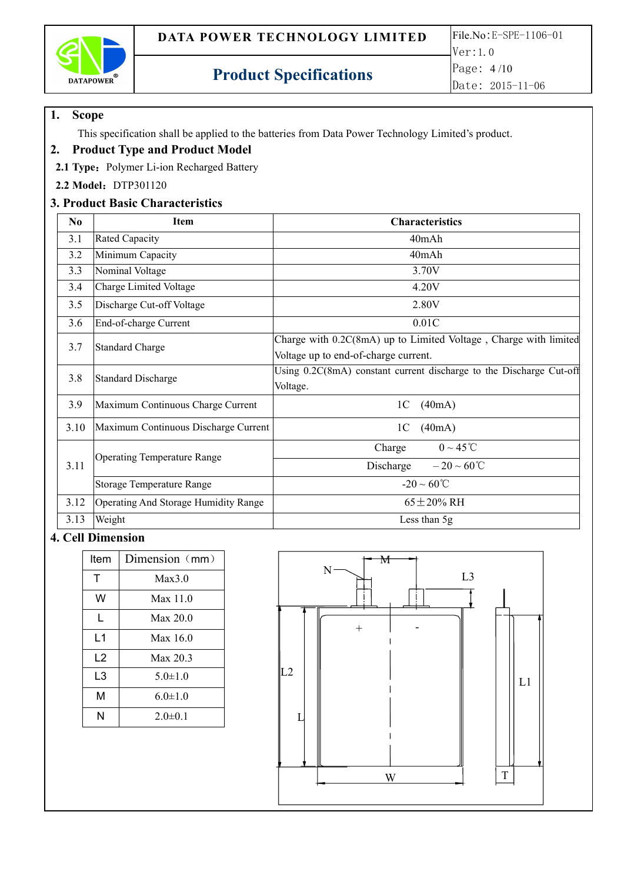## 1. Scope

This specification shall be applied to the batteries from Data Power Technology Limited's product.

## 2. Product Type and Product Model

**2.1 Type:** Polymer Li-ion Recharged Battery

**2.2 Model:** DTP301120

## 3. Product Basic Characteristics

| No | Item | Characteristics | |
|---|---|---|---|
| 3.1 | Rated Capacity | 40mAh | |
| 3.2 | Minimum Capacity | 40mAh | |
| 3.3 | Nominal Voltage | 3.70V | |
| 3.4 | Charge Limited Voltage | 4.20V | |
| 3.5 | Discharge Cut-off Voltage | 2.80V | |
| 3.6 | End-of-charge Current | 0.01C | |
| 3.7 | Standard Charge | Charge with 0.2C(8mA) up to Limited Voltage , Charge with limited Voltage up to end-of-charge current. | |
| 3.8 | Standard Discharge | Using 0.2C(8mA) constant current discharge to the Discharge Cut-off Voltage. | |
| 3.9 | Maximum Continuous Charge Current | 1C (40mA) | |
| 3.10 | Maximum Continuous Discharge Current | 1C (40mA) | |
| 3.11 | Operating Temperature Range | Charge | 0 ~ 45℃ |
| | | Discharge | －20 ~ 60℃ |
| | Storage Temperature Range | -20 ~ 60℃ | |
| 3.12 | Operating And Storage Humidity Range | 65±20% RH | |
| 3.13 | Weight | Less than 5g | |

## 4. Cell Dimension

| Item | Dimension（mm） |
|---|---|
| T | Max3.0 |
| W | Max 11.0 |
| L | Max 20.0 |
| L1 | Max 16.0 |
| L2 | Max 20.3 |
| L3 | 5.0±1.0 |
| M | 6.0±1.0 |
| N | 2.0±0.1 |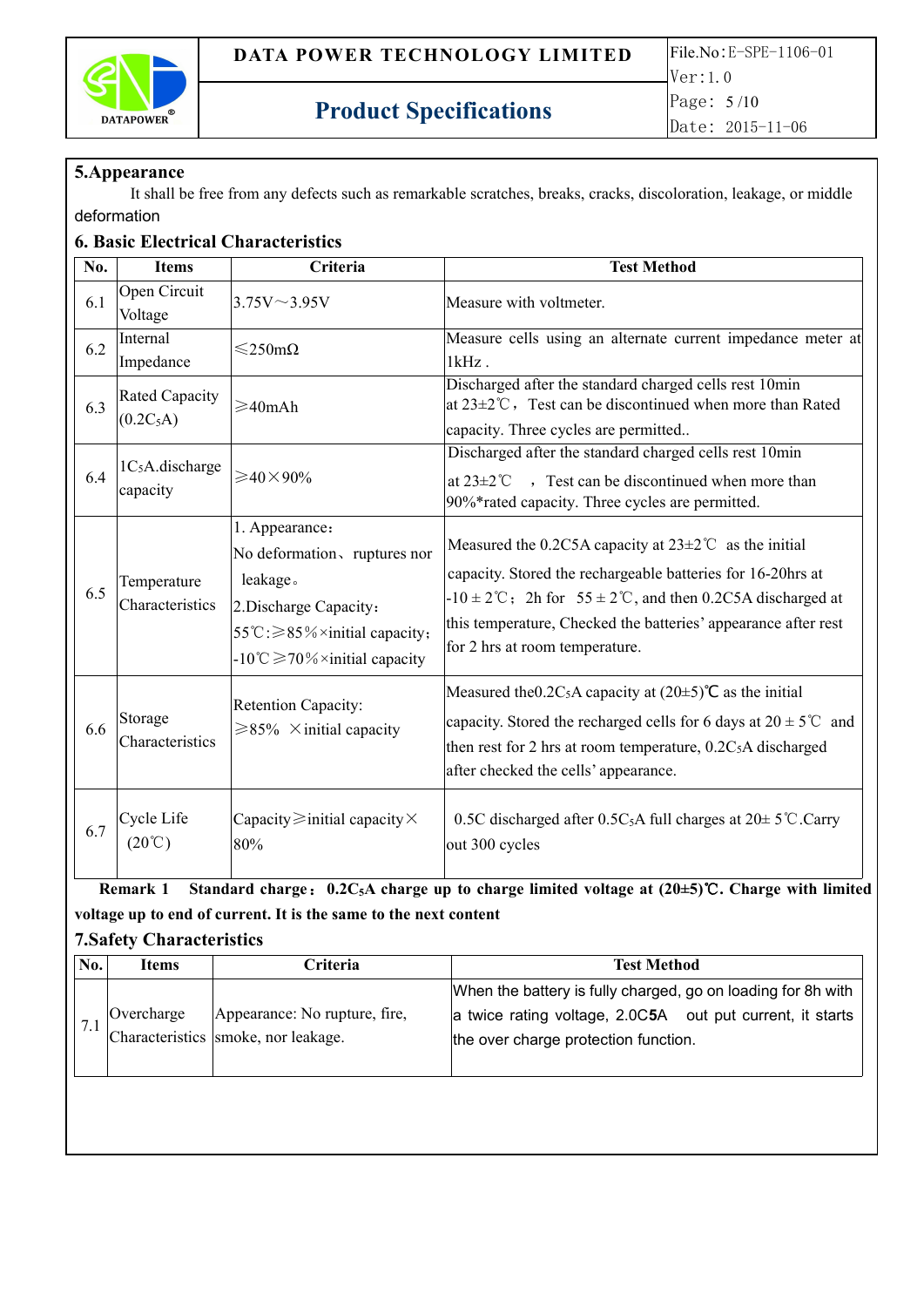## 5.Appearance

It shall be free from any defects such as remarkable scratches, breaks, cracks, discoloration, leakage, or middle deformation

## 6. Basic Electrical Characteristics

| No. | Items | Criteria | Test Method |
|---|---|---|---|
| 6.1 | Open Circuit Voltage | 3.75V～3.95V | Measure with voltmeter. |
| 6.2 | Internal Impedance | ≤250mΩ | Measure cells using an alternate current impedance meter at 1kHz . |
| 6.3 | Rated Capacity ($0.2C_5A$) | ≥40mAh | Discharged after the standard charged cells rest 10min at 23±2℃，Test can be discontinued when more than Rated capacity. Three cycles are permitted.. |
| 6.4 | $1C_5A$.discharge capacity | ≥40×90% | Discharged after the standard charged cells rest 10min at 23±2℃ ，Test can be discontinued when more than 90%*rated capacity. Three cycles are permitted. |
| 6.5 | Temperature Characteristics | 1. Appearance：No deformation、ruptures nor leakage。2.Discharge Capacity：55℃:≥85%×initial capacity; -10℃≥70%×initial capacity | Measured the 0.2C5A capacity at 23±2℃ as the initial capacity. Stored the rechargeable batteries for 16-20hrs at -10 ± 2℃；2h for 55 ± 2℃, and then 0.2C5A discharged at this temperature, Checked the batteries' appearance after rest for 2 hrs at room temperature. |
| 6.6 | Storage Characteristics | Retention Capacity: ≥85% ×initial capacity | Measured the$0.2C_5A$ capacity at (20±5)℃ as the initial capacity. Stored the recharged cells for 6 days at 20 ± 5℃ and then rest for 2 hrs at room temperature, $0.2C_5A$ discharged after checked the cells' appearance. |
| 6.7 | Cycle Life (20℃) | Capacity≥initial capacity×80% | 0.5C discharged after $0.5C_5A$ full charges at 20± 5℃.Carry out 300 cycles |

**Remark 1 Standard charge：$0.2C_5A$ charge up to charge limited voltage at (20±5)℃. Charge with limited voltage up to end of current. It is the same to the next content**

## 7.Safety Characteristics

| No. | Items | Criteria | Test Method |
|---|---|---|---|
| 7.1 | Overcharge Characteristics | Appearance: No rupture, fire, smoke, nor leakage. | When the battery is fully charged, go on loading for 8h with a twice rating voltage, 2.0C**5A** out put current, it starts the over charge protection function. |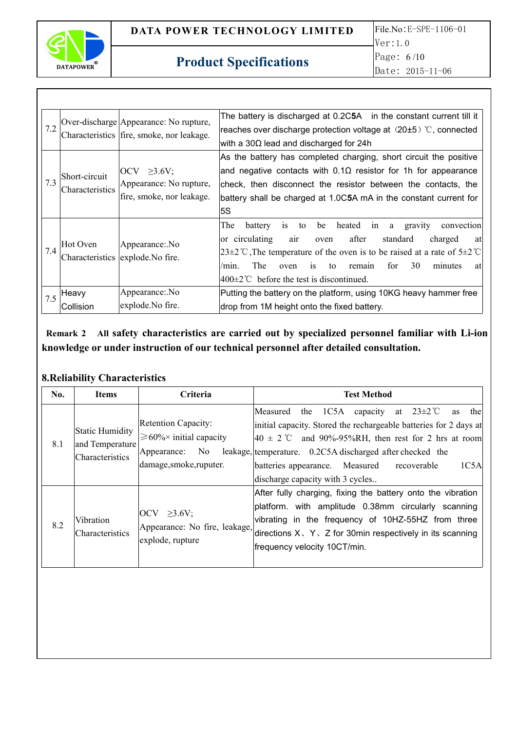| 7.2 | Over-discharge Characteristics | Appearance: No rupture, fire, smoke, nor leakage. | The battery is discharged at 0.2C5A in the constant current till it reaches over discharge protection voltage at（20±5）℃, connected with a 30Ω lead and discharged for 24h |
|---|---|---|---|
| 7.3 | Short-circuit Characteristics | OCV ≥3.6V; Appearance: No rupture, fire, smoke, nor leakage. | As the battery has completed charging, short circuit the positive and negative contacts with 0.1Ω resistor for 1h for appearance check, then disconnect the resistor between the contacts, the battery shall be charged at 1.0C5A mA in the constant current for 5S |
| 7.4 | Hot Oven Characteristics | Appearance:.No explode.No fire. | The battery is to be heated in a gravity convection or circulating air oven after standard charged at 23±2℃,The temperature of the oven is to be raised at a rate of 5±2℃/min. The oven is to remain for 30 minutes at 400±2℃ before the test is discontinued. |
| 7.5 | Heavy Collision | Appearance:.No explode.No fire. | Putting the battery on the platform, using 10KG heavy hammer free drop from 1M height onto the fixed battery. |

**Remark 2 All safety characteristics are carried out by specialized personnel familiar with Li-ion knowledge or under instruction of our technical personnel after detailed consultation.**

## 8.Reliability Characteristics

| No. | Items | Criteria | Test Method |
|---|---|---|---|
| 8.1 | Static Humidity and Temperature Characteristics | Retention Capacity: ≥60%× initial capacity Appearance: No leakage, damage,smoke,ruputer. | Measured the 1C5A capacity at 23±2℃ as the initial capacity. Stored the rechargeable batteries for 2 days at 40 ± 2 ℃ and 90%-95%RH, then rest for 2 hrs at room temperature. 0.2C5A discharged after checked the batteries appearance. Measured recoverable 1C5A discharge capacity with 3 cycles.. |
| 8.2 | Vibration Characteristics | OCV ≥3.6V; Appearance: No fire, leakage, explode, rupture | After fully charging, fixing the battery onto the vibration platform. with amplitude 0.38mm circularly scanning vibrating in the frequency of 10HZ-55HZ from three directions X、Y、Z for 30min respectively in its scanning frequency velocity 10CT/min. |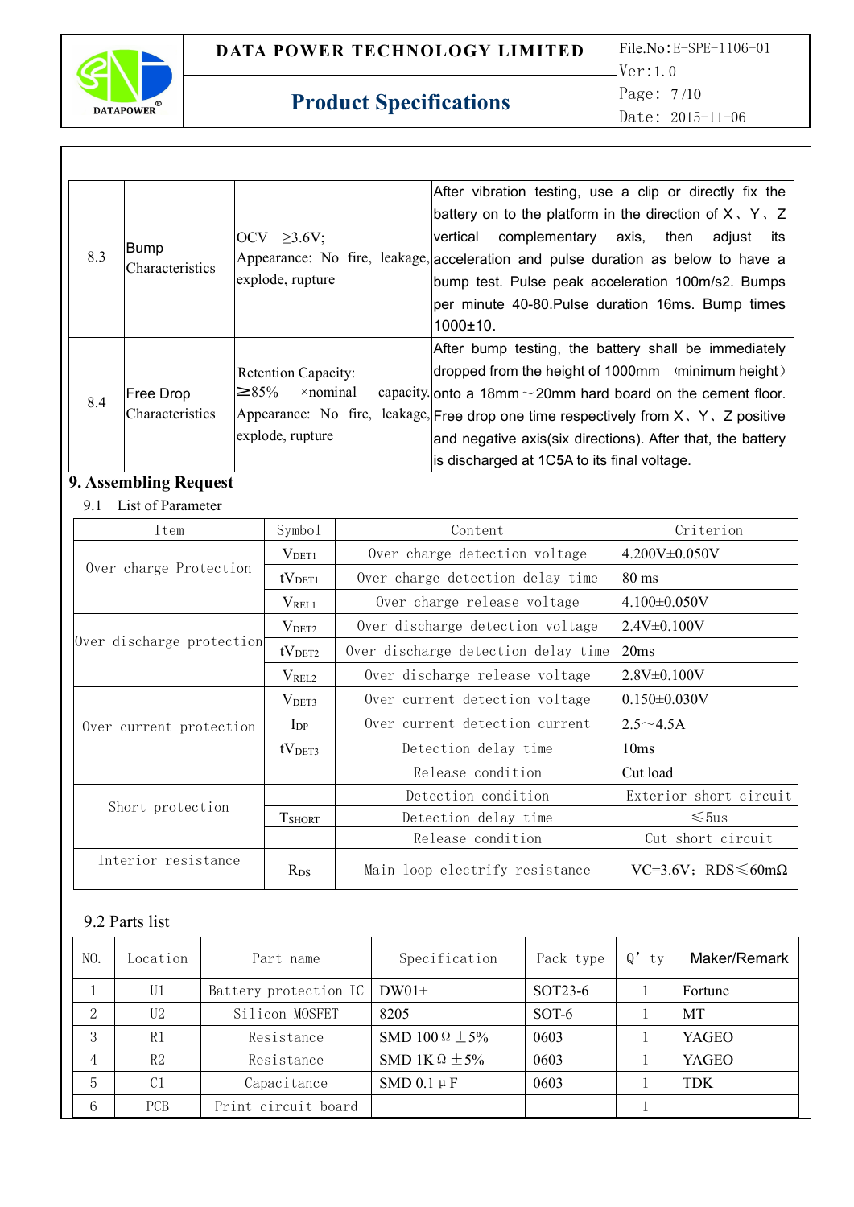| | | | |
|---|---|---|---|
| 8.3 | Bump Characteristics | OCV ≥3.6V; Appearance: No fire, leakage, explode, rupture | After vibration testing, use a clip or directly fix the battery on to the platform in the direction of X、Y、Z vertical complementary axis, then adjust its acceleration and pulse duration as below to have a bump test. Pulse peak acceleration 100m/s2. Bumps per minute 40-80.Pulse duration 16ms. Bump times 1000±10. |
| 8.4 | Free Drop Characteristics | Retention Capacity: ≥85% ×nominal capacity. Appearance: No fire, leakage, explode, rupture | After bump testing, the battery shall be immediately dropped from the height of 1000mm （minimum height） onto a 18mm～20mm hard board on the cement floor. Free drop one time respectively from X、Y、Z positive and negative axis(six directions). After that, the battery is discharged at 1C**5**A to its final voltage. |

## 9. Assembling Request

9.1 List of Parameter

| Item | Symbol | Content | Criterion |
|---|---|---|---|
| Over charge Protection | $V_{DET1}$ | Over charge detection voltage | 4.200V±0.050V |
| | $tV_{DET1}$ | Over charge detection delay time | 80 ms |
| | $V_{REL1}$ | Over charge release voltage | 4.100±0.050V |
| Over discharge protection | $V_{DET2}$ | Over discharge detection voltage | 2.4V±0.100V |
| | $tV_{DET2}$ | Over discharge detection delay time | 20ms |
| | $V_{REL2}$ | Over discharge release voltage | 2.8V±0.100V |
| Over current protection | $V_{DET3}$ | Over current detection voltage | 0.150±0.030V |
| | $I_{DP}$ | Over current detection current | 2.5～4.5A |
| | $tV_{DET3}$ | Detection delay time | 10ms |
| | | Release condition | Cut load |
| Short protection | | Detection condition | Exterior short circuit |
| | $T_{SHORT}$ | Detection delay time | ≤5us |
| | | Release condition | Cut short circuit |
| Interior resistance | $R_{DS}$ | Main loop electrify resistance | VC=3.6V；RDS≤60mΩ |

9.2 Parts list

| NO. | Location | Part name | Specification | Pack type | Q' ty | Maker/Remark |
|---|---|---|---|---|---|---|
| 1 | U1 | Battery protection IC | DW01+ | SOT23-6 | 1 | Fortune |
| 2 | U2 | Silicon MOSFET | 8205 | SOT-6 | 1 | MT |
| 3 | R1 | Resistance | SMD 100Ω±5% | 0603 | 1 | YAGEO |
| 4 | R2 | Resistance | SMD 1KΩ±5% | 0603 | 1 | YAGEO |
| 5 | C1 | Capacitance | SMD 0.1μF | 0603 | 1 | TDK |
| 6 | PCB | Print circuit board | | | 1 | |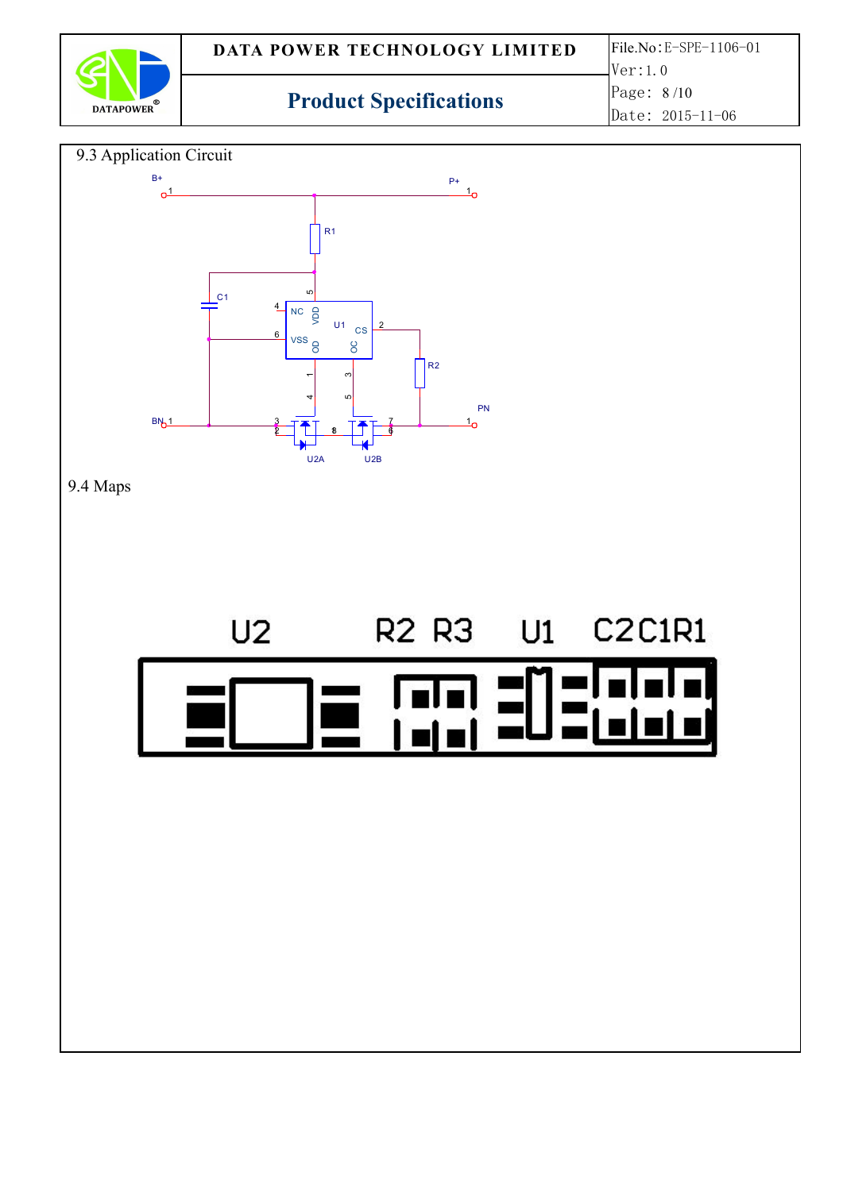## 9.3 Application Circuit

B+ P+ R1 C1 NC VDD U1 CS VSS OD OC R2 BN PN U2A U2B

## 9.4 Maps

U2 R2 R3 U1 C2 C1 R1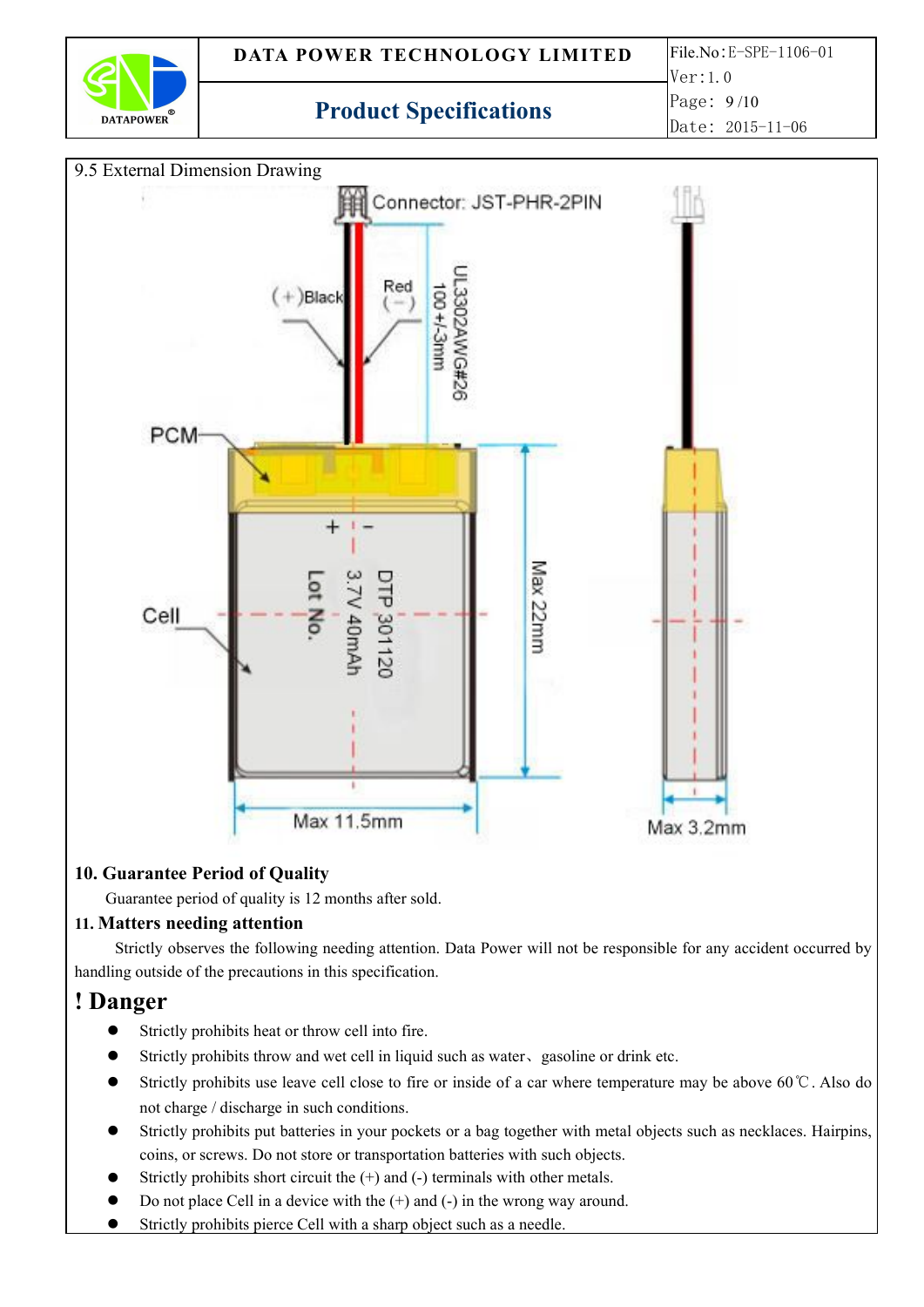## 9.5 External Dimension Drawing

Connector: JST-PHR-2PIN

(+)Black

Red (−)

UL3302AWG#26

100 +/-3mm

PCM

Cell

+ −

Lot No.

3.7V 40mAh

DTP 301120

Max 22mm

Max 11.5mm

Max 3.2mm

## 10. Guarantee Period of Quality

Guarantee period of quality is 12 months after sold.

## 11. Matters needing attention

Strictly observes the following needing attention. Data Power will not be responsible for any accident occurred by handling outside of the precautions in this specification.

# ! Danger

- Strictly prohibits heat or throw cell into fire.
- Strictly prohibits throw and wet cell in liquid such as water、gasoline or drink etc.
- Strictly prohibits use leave cell close to fire or inside of a car where temperature may be above 60℃. Also do not charge / discharge in such conditions.
- Strictly prohibits put batteries in your pockets or a bag together with metal objects such as necklaces. Hairpins, coins, or screws. Do not store or transportation batteries with such objects.
- Strictly prohibits short circuit the (+) and (-) terminals with other metals.
- Do not place Cell in a device with the (+) and (-) in the wrong way around.
- Strictly prohibits pierce Cell with a sharp object such as a needle.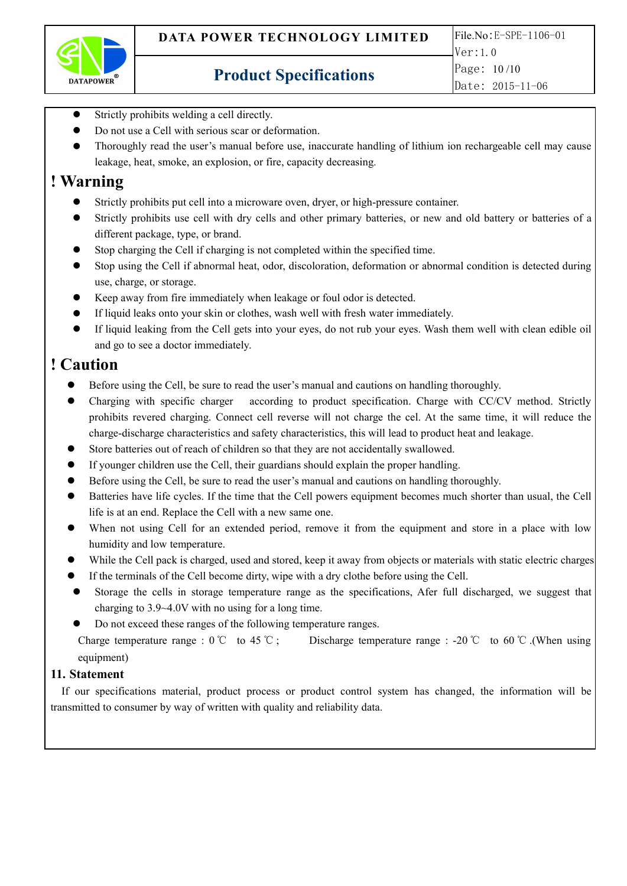- Strictly prohibits welding a cell directly.
- Do not use a Cell with serious scar or deformation.
- Thoroughly read the user's manual before use, inaccurate handling of lithium ion rechargeable cell may cause leakage, heat, smoke, an explosion, or fire, capacity decreasing.

## ! Warning

- Strictly prohibits put cell into a microware oven, dryer, or high-pressure container.
- Strictly prohibits use cell with dry cells and other primary batteries, or new and old battery or batteries of a different package, type, or brand.
- Stop charging the Cell if charging is not completed within the specified time.
- Stop using the Cell if abnormal heat, odor, discoloration, deformation or abnormal condition is detected during use, charge, or storage.
- Keep away from fire immediately when leakage or foul odor is detected.
- If liquid leaks onto your skin or clothes, wash well with fresh water immediately.
- If liquid leaking from the Cell gets into your eyes, do not rub your eyes. Wash them well with clean edible oil and go to see a doctor immediately.

## ! Caution

- Before using the Cell, be sure to read the user's manual and cautions on handling thoroughly.
- Charging with specific charger according to product specification. Charge with CC/CV method. Strictly prohibits revered charging. Connect cell reverse will not charge the cel. At the same time, it will reduce the charge-discharge characteristics and safety characteristics, this will lead to product heat and leakage.
- Store batteries out of reach of children so that they are not accidentally swallowed.
- If younger children use the Cell, their guardians should explain the proper handling.
- Before using the Cell, be sure to read the user's manual and cautions on handling thoroughly.
- Batteries have life cycles. If the time that the Cell powers equipment becomes much shorter than usual, the Cell life is at an end. Replace the Cell with a new same one.
- When not using Cell for an extended period, remove it from the equipment and store in a place with low humidity and low temperature.
- While the Cell pack is charged, used and stored, keep it away from objects or materials with static electric charges
- If the terminals of the Cell become dirty, wipe with a dry clothe before using the Cell.
- Storage the cells in storage temperature range as the specifications, Afer full discharged, we suggest that charging to 3.9~4.0V with no using for a long time.
- Do not exceed these ranges of the following temperature ranges.

Charge temperature range : 0 ℃ to 45 ℃ ; Discharge temperature range : -20 ℃ to 60 ℃ .(When using equipment)

### 11. Statement

If our specifications material, product process or product control system has changed, the information will be transmitted to consumer by way of written with quality and reliability data.